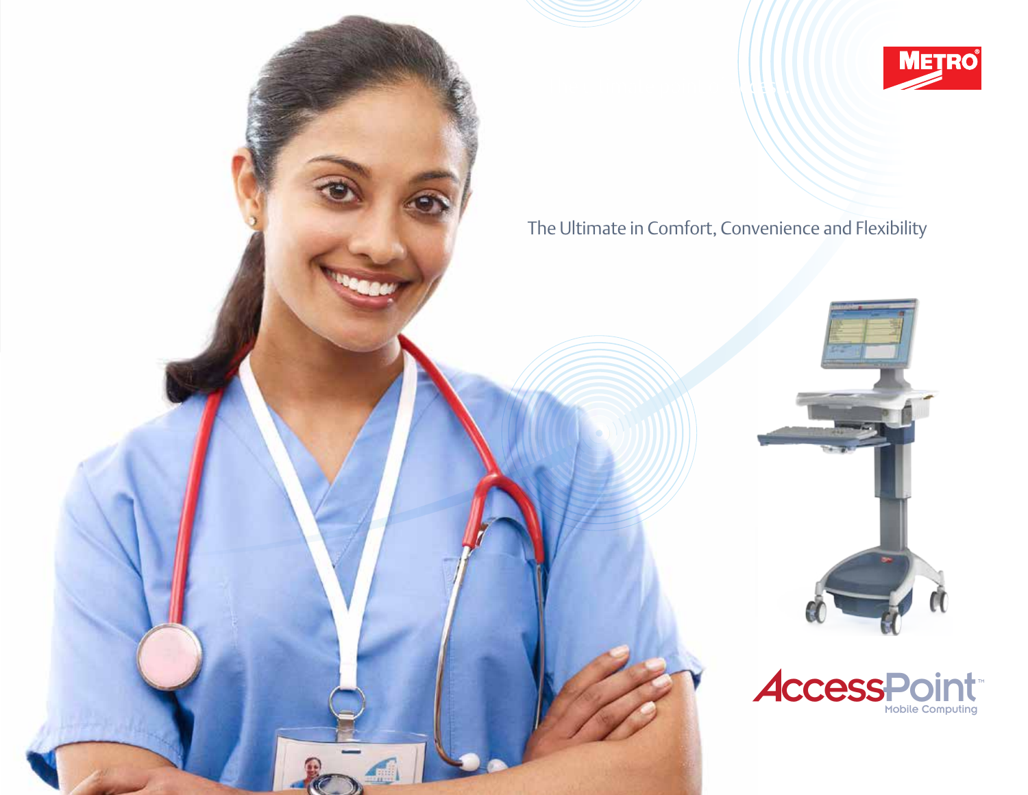METRO®

The Ultimate in Comfort, Convenience and Flexibility

AccessPoint™
Mobile Computing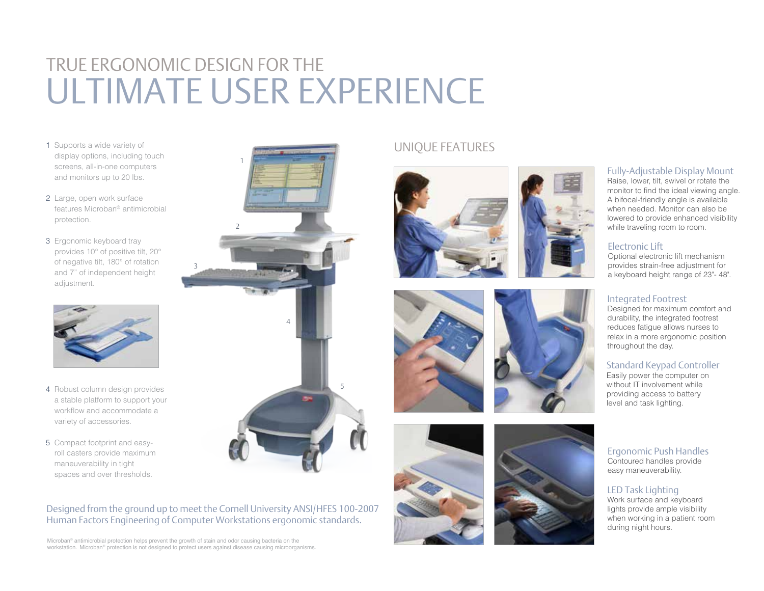# TRUE ERGONOMIC DESIGN FOR THE ULTIMATE USER EXPERIENCE

1. Supports a wide variety of display options, including touch screens, all-in-one computers and monitors up to 20 lbs.
2. Large, open work surface features Microban® antimicrobial protection.
3. Ergonomic keyboard tray provides 10° of positive tilt, 20° of negative tilt, 180° of rotation and 7" of independent height adjustment.
4. Robust column design provides a stable platform to support your workflow and accommodate a variety of accessories.
5. Compact footprint and easy-roll casters provide maximum maneuverability in tight spaces and over thresholds.

Designed from the ground up to meet the Cornell University ANSI/HFES 100-2007 Human Factors Engineering of Computer Workstations ergonomic standards.

Microban® antimicrobial protection helps prevent the growth of stain and odor causing bacteria on the workstation. Microban® protection is not designed to protect users against disease causing microorganisms.

## UNIQUE FEATURES

### Fully-Adjustable Display Mount

Raise, lower, tilt, swivel or rotate the monitor to find the ideal viewing angle. A bifocal-friendly angle is available when needed. Monitor can also be lowered to provide enhanced visibility while traveling room to room.

### Electronic Lift

Optional electronic lift mechanism provides strain-free adjustment for a keyboard height range of 23"- 48".

### Integrated Footrest

Designed for maximum comfort and durability, the integrated footrest reduces fatigue allows nurses to relax in a more ergonomic position throughout the day.

### Standard Keypad Controller

Easily power the computer on without IT involvement while providing access to battery level and task lighting.

### Ergonomic Push Handles

Contoured handles provide easy maneuverability.

### LED Task Lighting

Work surface and keyboard lights provide ample visibility when working in a patient room during night hours.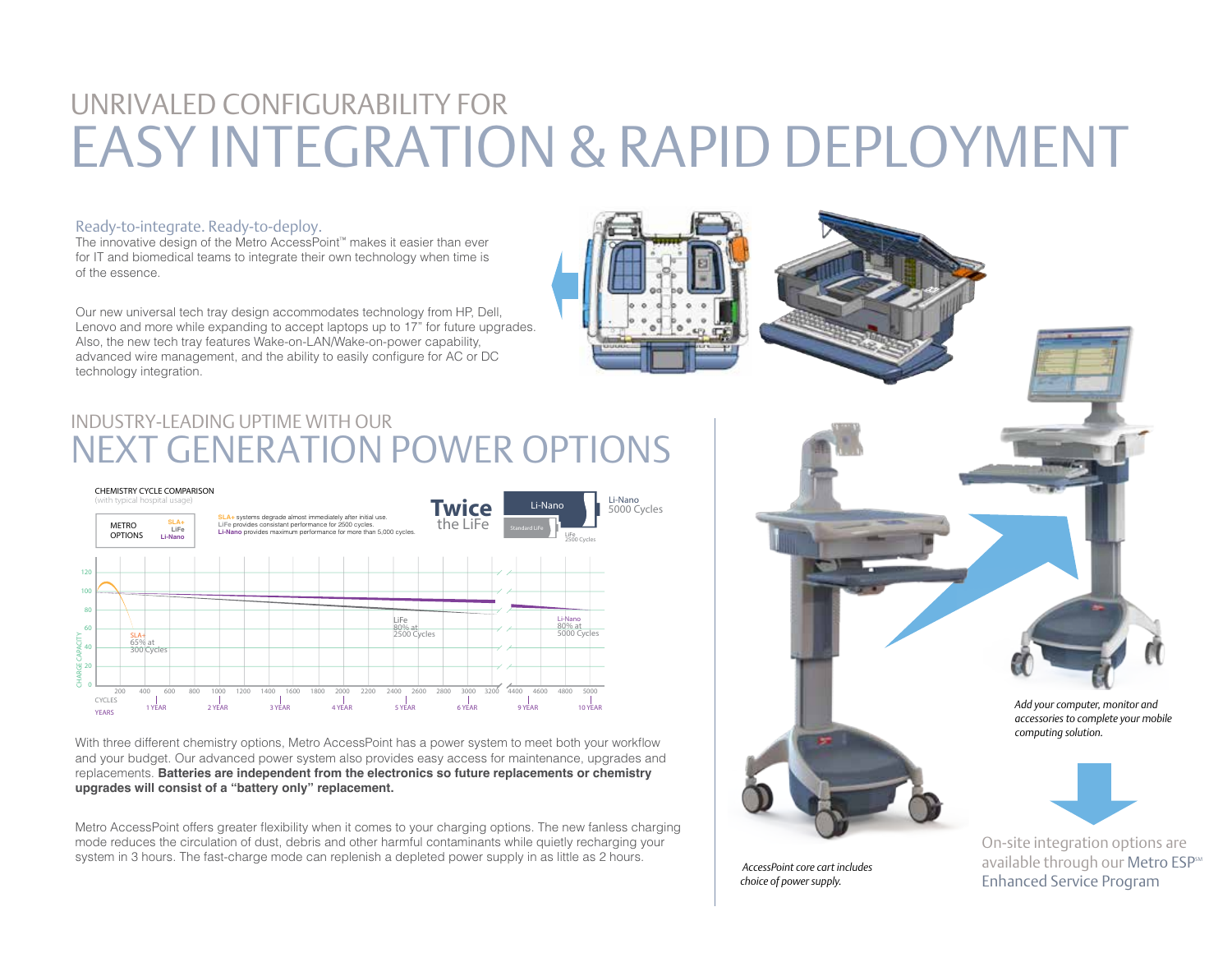# UNRIVALED CONFIGURABILITY FOR
# EASY INTEGRATION & RAPID DEPLOYMENT

### Ready-to-integrate. Ready-to-deploy.

The innovative design of the Metro AccessPoint™ makes it easier than ever for IT and biomedical teams to integrate their own technology when time is of the essence.

Our new universal tech tray design accommodates technology from HP, Dell, Lenovo and more while expanding to accept laptops up to 17" for future upgrades. Also, the new tech tray features Wake-on-LAN/Wake-on-power capability, advanced wire management, and the ability to easily configure for AC or DC technology integration.

## INDUSTRY-LEADING UPTIME WITH OUR
## NEXT GENERATION POWER OPTIONS

CHEMISTRY CYCLE COMPARISON
(with typical hospital usage)

METRO OPTIONS: SLA+, LiFe, Li-Nano

**SLA+** systems degrade almost immediately after initial use.
**LiFe** provides consistant performance for 2500 cycles.
**Li-Nano** provides maximum performance for more than 5,000 cycles.

**Twice** the LiFe

Li-Nano 5000 Cycles
Standard LiFe — LiFe 2500 Cycles

SLA+ 65% at 300 Cycles
LiFe 80% at 2500 Cycles
Li-Nano 80% at 5000 Cycles

With three different chemistry options, Metro AccessPoint has a power system to meet both your workflow and your budget. Our advanced power system also provides easy access for maintenance, upgrades and replacements. **Batteries are independent from the electronics so future replacements or chemistry upgrades will consist of a "battery only" replacement.**

Metro AccessPoint offers greater flexibility when it comes to your charging options. The new fanless charging mode reduces the circulation of dust, debris and other harmful contaminants while quietly recharging your system in 3 hours. The fast-charge mode can replenish a depleted power supply in as little as 2 hours.

*AccessPoint core cart includes choice of power supply.*

*Add your computer, monitor and accessories to complete your mobile computing solution.*

On-site integration options are available through our Metro ESP℠ Enhanced Service Program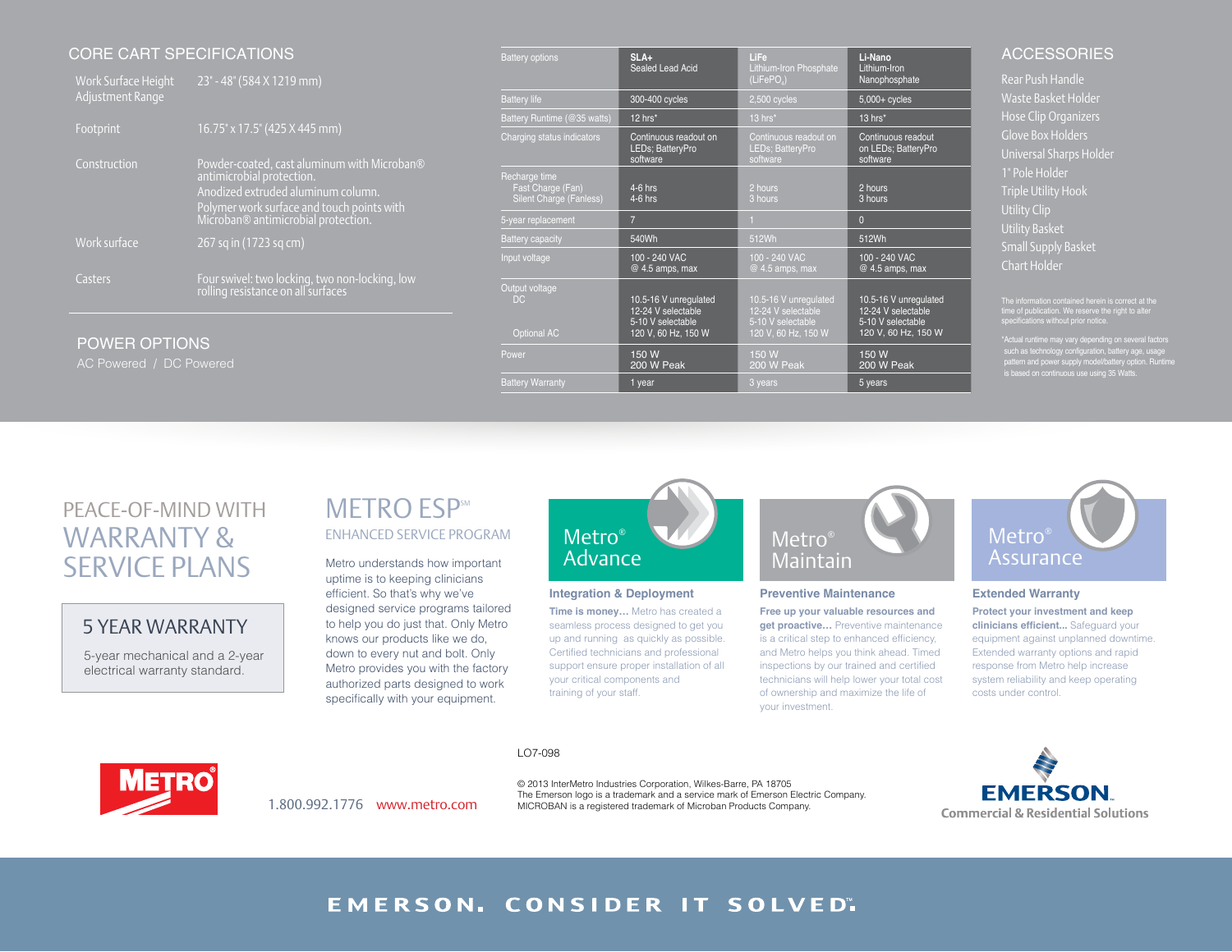## CORE CART SPECIFICATIONS

| | |
|---|---|
| Work Surface Height Adjustment Range | 23" - 48" (584 X 1219 mm) |
| Footprint | 16.75" x 17.5" (425 X 445 mm) |
| Construction | Powder-coated, cast aluminum with Microban® antimicrobial protection. Anodized extruded aluminum column. Polymer work surface and touch points with Microban® antimicrobial protection. |
| Work surface | 267 sq in (1723 sq cm) |
| Casters | Four swivel: two locking, two non-locking, low rolling resistance on all surfaces |

## POWER OPTIONS

AC Powered / DC Powered

| Battery options | **SLA+** Sealed Lead Acid | **LiFe** Lithium-Iron Phosphate ($LiFePO_4$) | **Li-Nano** Lithium-Iron Nanophosphate |
|---|---|---|---|
| Battery life | 300-400 cycles | 2,500 cycles | 5,000+ cycles |
| Battery Runtime (@35 watts) | 12 hrs* | 13 hrs* | 13 hrs* |
| Charging status indicators | Continuous readout on LEDs; BatteryPro software | Continuous readout on LEDs; BatteryPro software | Continuous readout on LEDs; BatteryPro software |
| Recharge time<br>Fast Charge (Fan)<br>Silent Charge (Fanless) | <br>4-6 hrs<br>4-6 hrs | <br>2 hours<br>3 hours | <br>2 hours<br>3 hours |
| 5-year replacement | 7 | 1 | 0 |
| Battery capacity | 540Wh | 512Wh | 512Wh |
| Input voltage | 100 - 240 VAC @ 4.5 amps, max | 100 - 240 VAC @ 4.5 amps, max | 100 - 240 VAC @ 4.5 amps, max |
| Output voltage<br>DC<br><br>Optional AC | 10.5-16 V unregulated<br>12-24 V selectable<br>5-10 V selectable<br>120 V, 60 Hz, 150 W | 10.5-16 V unregulated<br>12-24 V selectable<br>5-10 V selectable<br>120 V, 60 Hz, 150 W | 10.5-16 V unregulated<br>12-24 V selectable<br>5-10 V selectable<br>120 V, 60 Hz, 150 W |
| Power | 150 W<br>200 W Peak | 150 W<br>200 W Peak | 150 W<br>200 W Peak |
| Battery Warranty | 1 year | 3 years | 5 years |

## ACCESSORIES

- Rear Push Handle
- Waste Basket Holder
- Hose Clip Organizers
- Glove Box Holders
- Universal Sharps Holder
- 1" Pole Holder
- Triple Utility Hook
- Utility Clip
- Utility Basket
- Small Supply Basket
- Chart Holder

The information contained herein is correct at the time of publication. We reserve the right to alter specifications without prior notice.

*Actual runtime may vary depending on several factors such as technology configuration, battery age, usage pattern and power supply model/battery option. Runtime is based on continuous use using 35 Watts.

## PEACE-OF-MIND WITH WARRANTY & SERVICE PLANS

### 5 YEAR WARRANTY

5-year mechanical and a 2-year electrical warranty standard.

## METRO ESP℠

ENHANCED SERVICE PROGRAM

Metro understands how important uptime is to keeping clinicians efficient. So that's why we've designed service programs tailored to help you do just that. Only Metro knows our products like we do, down to every nut and bolt. Only Metro provides you with the factory authorized parts designed to work specifically with your equipment.

### Metro® Advance

**Integration & Deployment**

**Time is money…** Metro has created a seamless process designed to get you up and running as quickly as possible. Certified technicians and professional support ensure proper installation of all your critical components and training of your staff.

### Metro® Maintain

**Preventive Maintenance**

**Free up your valuable resources and get proactive…** Preventive maintenance is a critical step to enhanced efficiency, and Metro helps you think ahead. Timed inspections by our trained and certified technicians will help lower your total cost of ownership and maximize the life of your investment.

### Metro® Assurance

**Extended Warranty**

**Protect your investment and keep clinicians efficient…** Safeguard your equipment against unplanned downtime. Extended warranty options and rapid response from Metro help increase system reliability and keep operating costs under control.

METRO®

1.800.992.1776 www.metro.com

LO7-098

© 2013 InterMetro Industries Corporation, Wilkes-Barre, PA 18705
The Emerson logo is a trademark and a service mark of Emerson Electric Company.
MICROBAN is a registered trademark of Microban Products Company.

EMERSON. Commercial & Residential Solutions

EMERSON. CONSIDER IT SOLVED.™